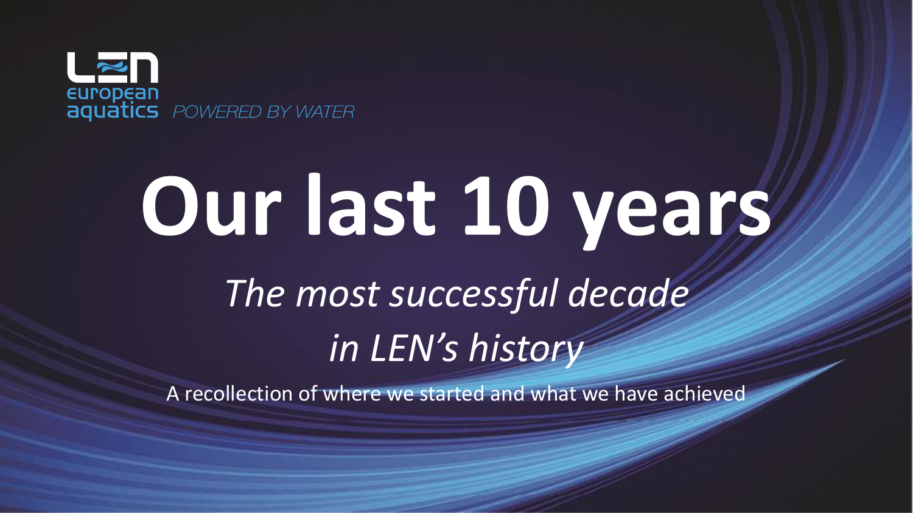LEN european aquatics *POWERED BY WATER*

# Our last 10 years

## *The most successful decade in LEN's history*

A recollection of where we started and what we have achieved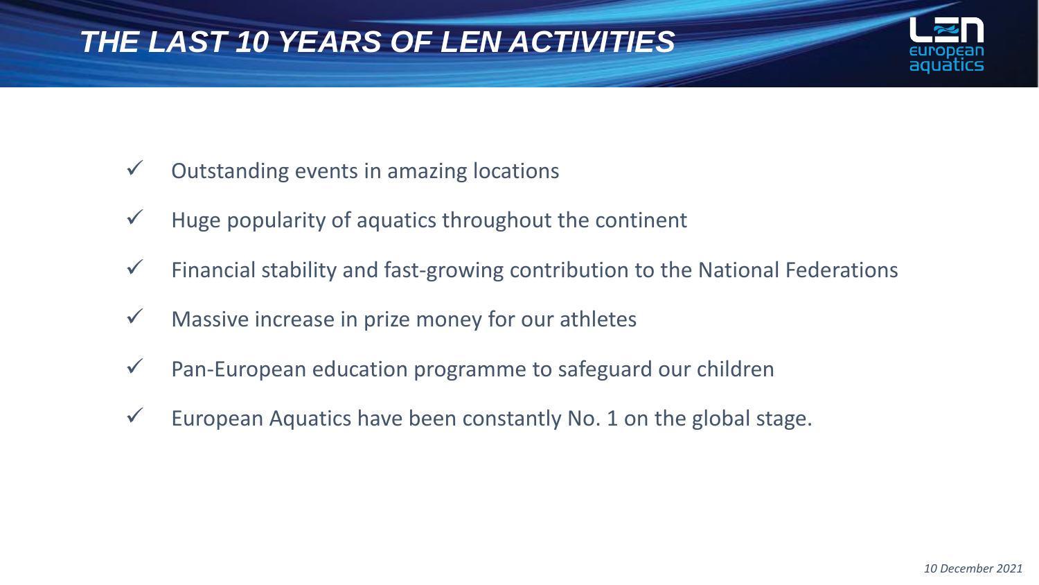# THE LAST 10 YEARS OF LEN ACTIVITIES

- ✓ Outstanding events in amazing locations
- ✓ Huge popularity of aquatics throughout the continent
- ✓ Financial stability and fast-growing contribution to the National Federations
- ✓ Massive increase in prize money for our athletes
- ✓ Pan-European education programme to safeguard our children
- ✓ European Aquatics have been constantly No. 1 on the global stage.

*10 December 2021*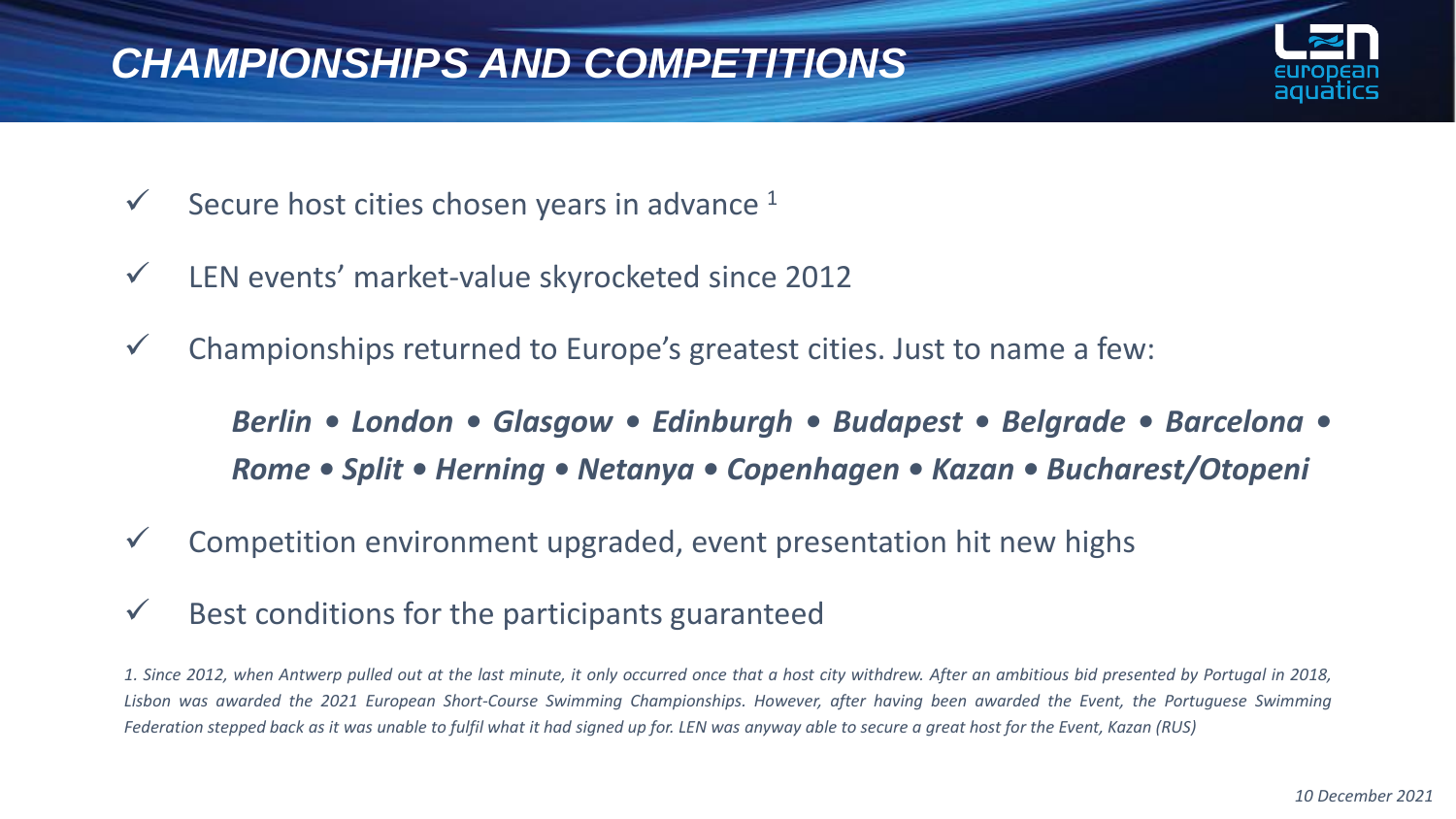# CHAMPIONSHIPS AND COMPETITIONS

- ✓ Secure host cities chosen years in advance [1]
- ✓ LEN events' market-value skyrocketed since 2012
- ✓ Championships returned to Europe's greatest cities. Just to name a few:

  ***Berlin • London • Glasgow • Edinburgh • Budapest • Belgrade • Barcelona • Rome • Split • Herning • Netanya • Copenhagen • Kazan • Bucharest/Otopeni***

- ✓ Competition environment upgraded, event presentation hit new highs
- ✓ Best conditions for the participants guaranteed

*1. Since 2012, when Antwerp pulled out at the last minute, it only occurred once that a host city withdrew. After an ambitious bid presented by Portugal in 2018, Lisbon was awarded the 2021 European Short-Course Swimming Championships. However, after having been awarded the Event, the Portuguese Swimming Federation stepped back as it was unable to fulfil what it had signed up for. LEN was anyway able to secure a great host for the Event, Kazan (RUS)*

*10 December 2021*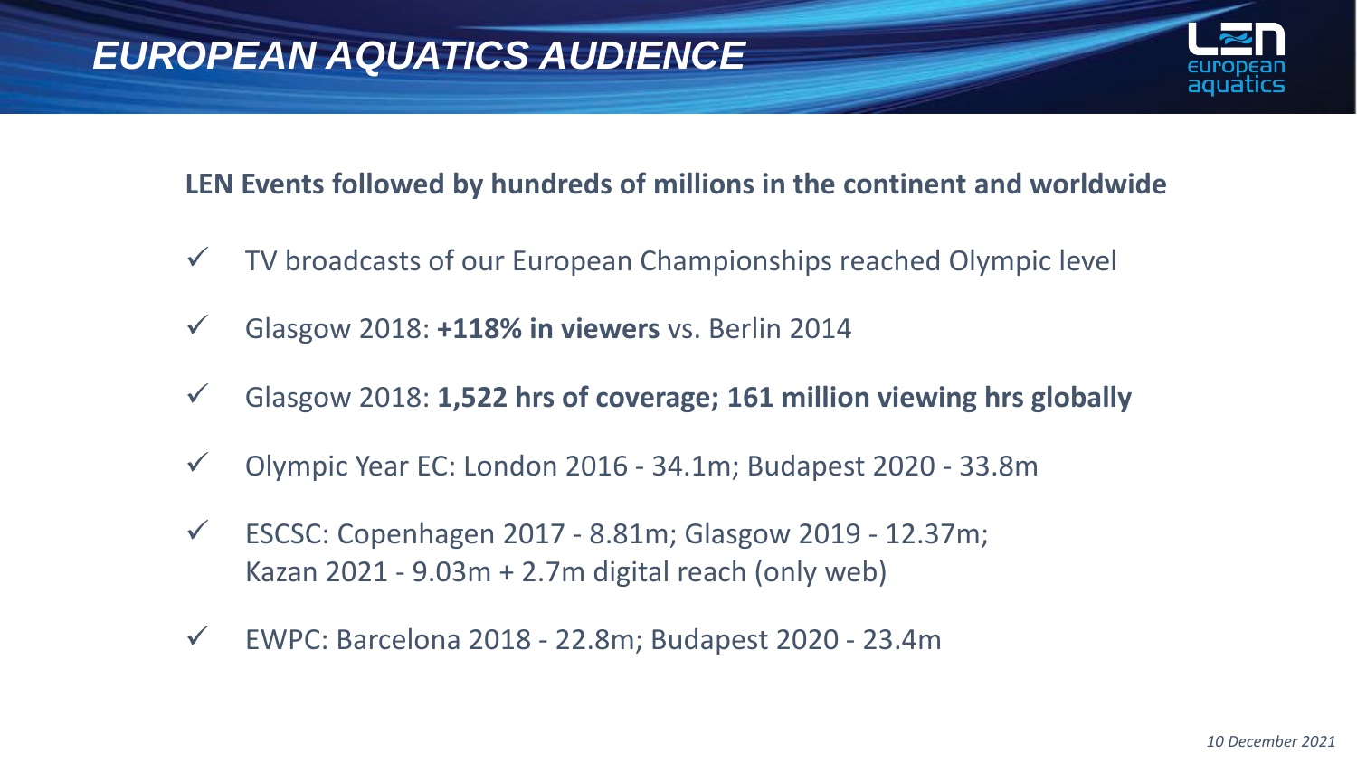# EUROPEAN AQUATICS AUDIENCE

**LEN Events followed by hundreds of millions in the continent and worldwide**

- ✓ TV broadcasts of our European Championships reached Olympic level
- ✓ Glasgow 2018: **+118% in viewers** vs. Berlin 2014
- ✓ Glasgow 2018: **1,522 hrs of coverage; 161 million viewing hrs globally**
- ✓ Olympic Year EC: London 2016 - 34.1m; Budapest 2020 - 33.8m
- ✓ ESCSC: Copenhagen 2017 - 8.81m; Glasgow 2019 - 12.37m;
  Kazan 2021 - 9.03m + 2.7m digital reach (only web)
- ✓ EWPC: Barcelona 2018 - 22.8m; Budapest 2020 - 23.4m

*10 December 2021*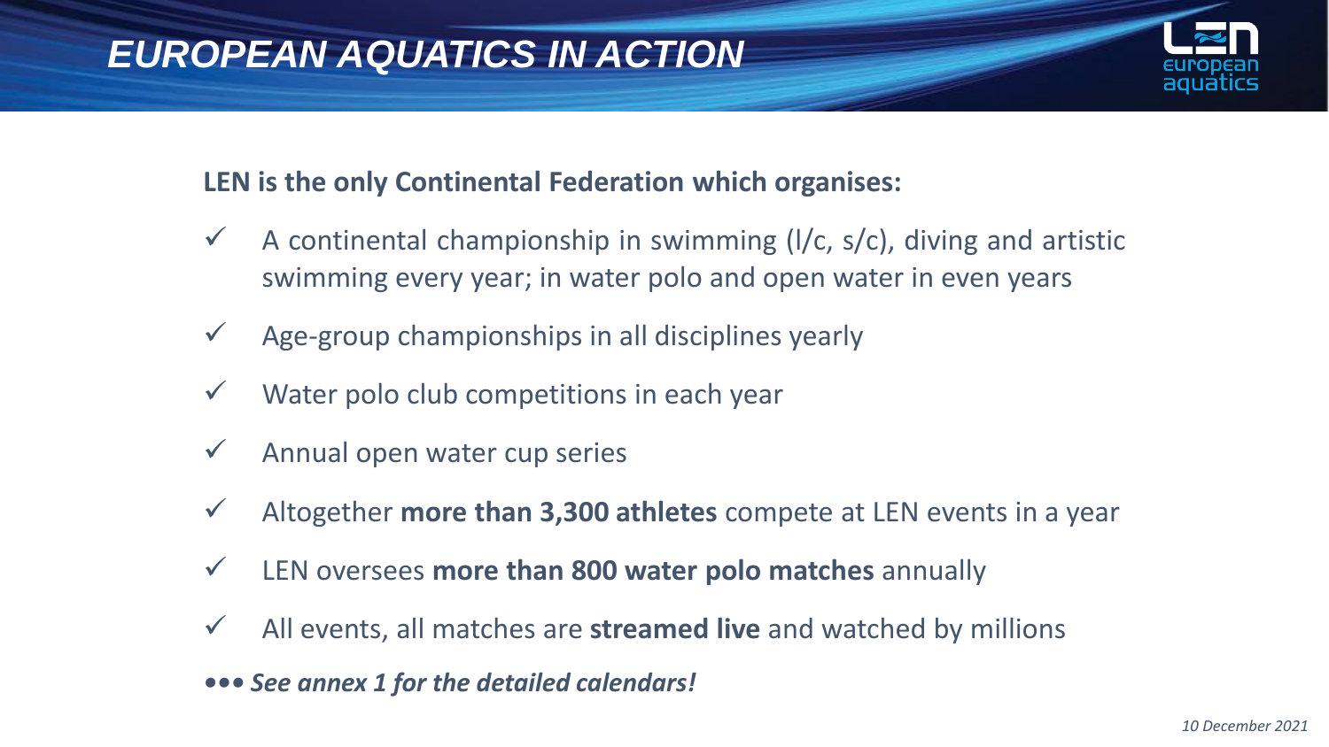# EUROPEAN AQUATICS IN ACTION

**LEN is the only Continental Federation which organises:**

- ✓ A continental championship in swimming (l/c, s/c), diving and artistic swimming every year; in water polo and open water in even years
- ✓ Age-group championships in all disciplines yearly
- ✓ Water polo club competitions in each year
- ✓ Annual open water cup series
- ✓ Altogether **more than 3,300 athletes** compete at LEN events in a year
- ✓ LEN oversees **more than 800 water polo matches** annually
- ✓ All events, all matches are **streamed live** and watched by millions

***••• See annex 1 for the detailed calendars!***

*10 December 2021*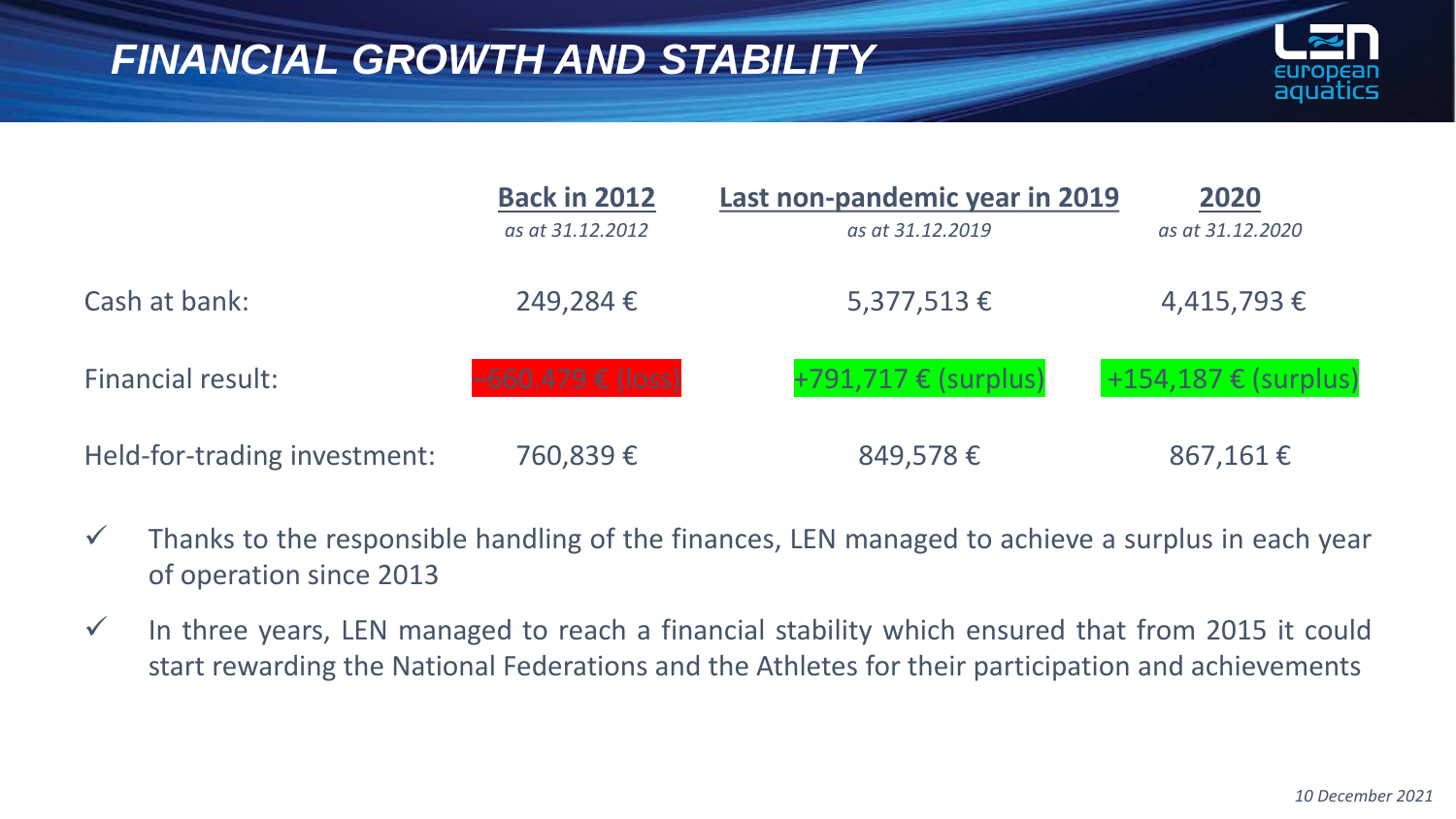# FINANCIAL GROWTH AND STABILITY

| | **Back in 2012** *as at 31.12.2012* | **Last non-pandemic year in 2019** *as at 31.12.2019* | **2020** *as at 31.12.2020* |
|---|---|---|---|
| Cash at bank: | 249,284 € | 5,377,513 € | 4,415,793 € |
| Financial result: | -660,479 € (loss) | +791,717 € (surplus) | +154,187 € (surplus) |
| Held-for-trading investment: | 760,839 € | 849,578 € | 867,161 € |

- ✓ Thanks to the responsible handling of the finances, LEN managed to achieve a surplus in each year of operation since 2013
- ✓ In three years, LEN managed to reach a financial stability which ensured that from 2015 it could start rewarding the National Federations and the Athletes for their participation and achievements

*10 December 2021*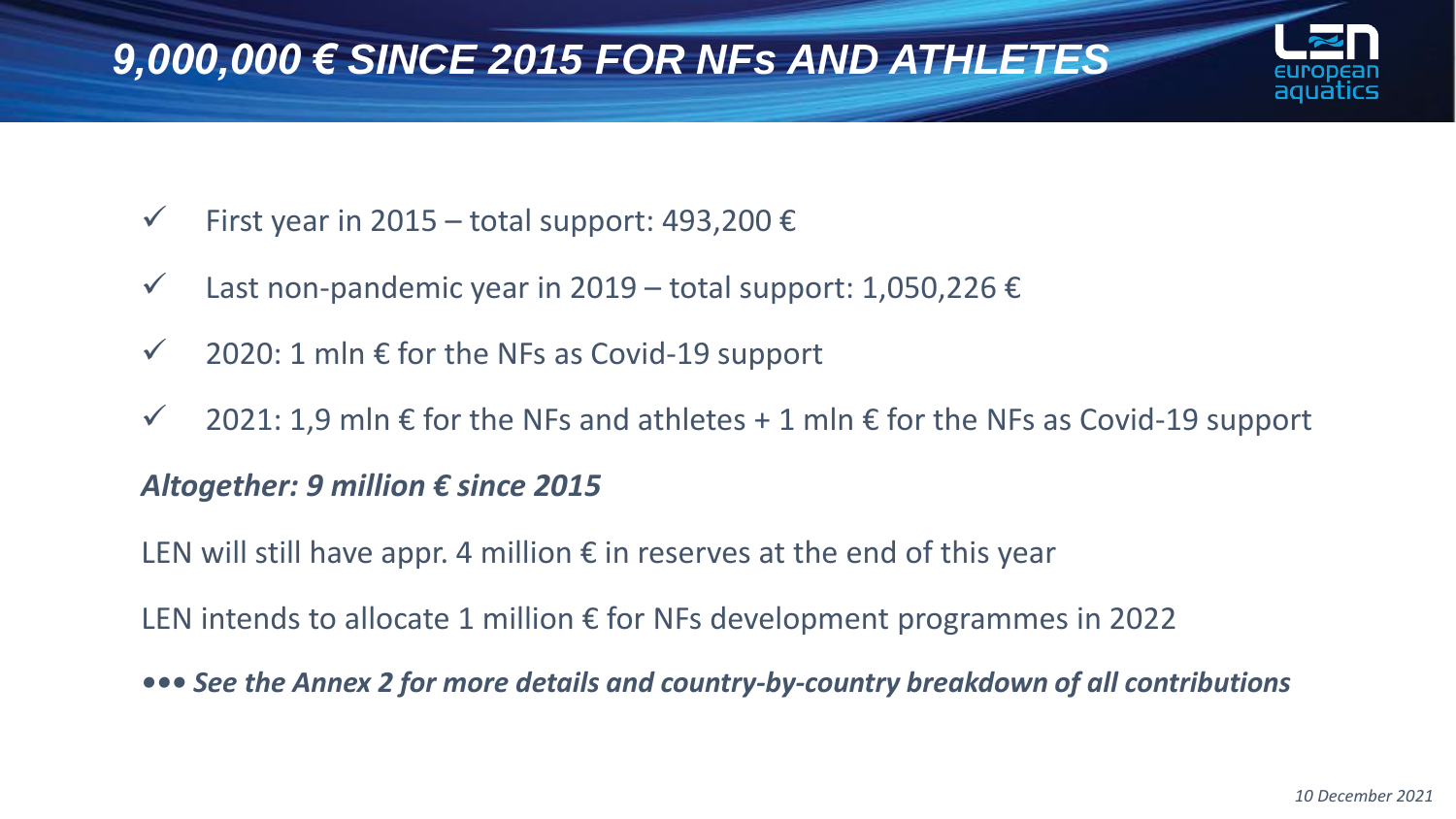# *9,000,000 € SINCE 2015 FOR NFs AND ATHLETES*

- ✓ First year in 2015 – total support: 493,200 €
- ✓ Last non-pandemic year in 2019 – total support: 1,050,226 €
- ✓ 2020: 1 mln € for the NFs as Covid-19 support
- ✓ 2021: 1,9 mln € for the NFs and athletes + 1 mln € for the NFs as Covid-19 support

***Altogether: 9 million € since 2015***

LEN will still have appr. 4 million € in reserves at the end of this year

LEN intends to allocate 1 million € for NFs development programmes in 2022

**•••** ***See the Annex 2 for more details and country-by-country breakdown of all contributions***

*10 December 2021*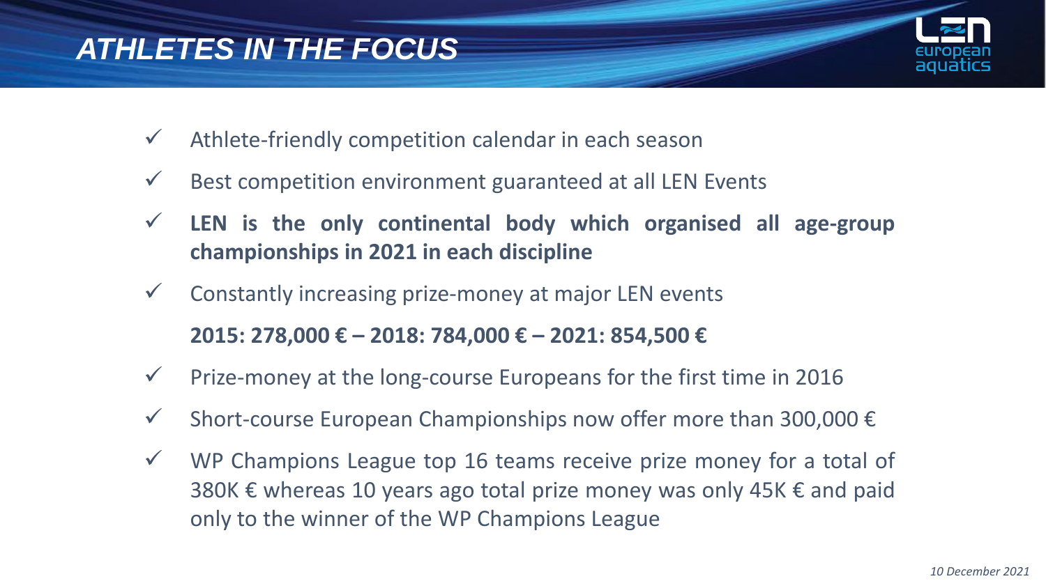# *ATHLETES IN THE FOCUS*

- ✓ Athlete-friendly competition calendar in each season
- ✓ Best competition environment guaranteed at all LEN Events
- ✓ **LEN is the only continental body which organised all age-group championships in 2021 in each discipline**
- ✓ Constantly increasing prize-money at major LEN events

  **2015: 278,000 € – 2018: 784,000 € – 2021: 854,500 €**
- ✓ Prize-money at the long-course Europeans for the first time in 2016
- ✓ Short-course European Championships now offer more than 300,000 €
- ✓ WP Champions League top 16 teams receive prize money for a total of 380K € whereas 10 years ago total prize money was only 45K € and paid only to the winner of the WP Champions League

*10 December 2021*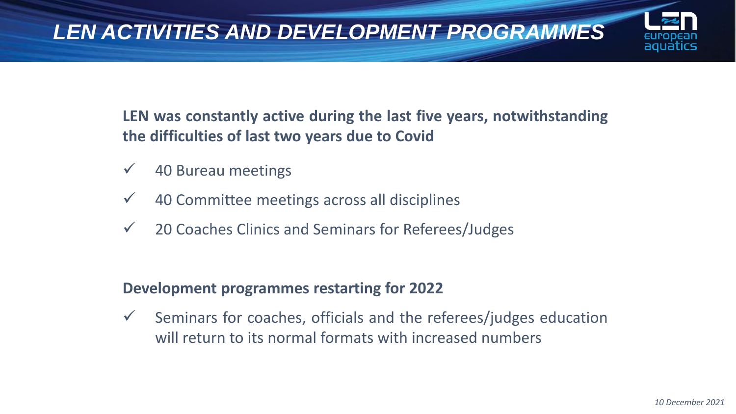# *LEN ACTIVITIES AND DEVELOPMENT PROGRAMMES*

**LEN was constantly active during the last five years, notwithstanding the difficulties of last two years due to Covid**

- ✓ 40 Bureau meetings
- ✓ 40 Committee meetings across all disciplines
- ✓ 20 Coaches Clinics and Seminars for Referees/Judges

**Development programmes restarting for 2022**

- ✓ Seminars for coaches, officials and the referees/judges education will return to its normal formats with increased numbers

*10 December 2021*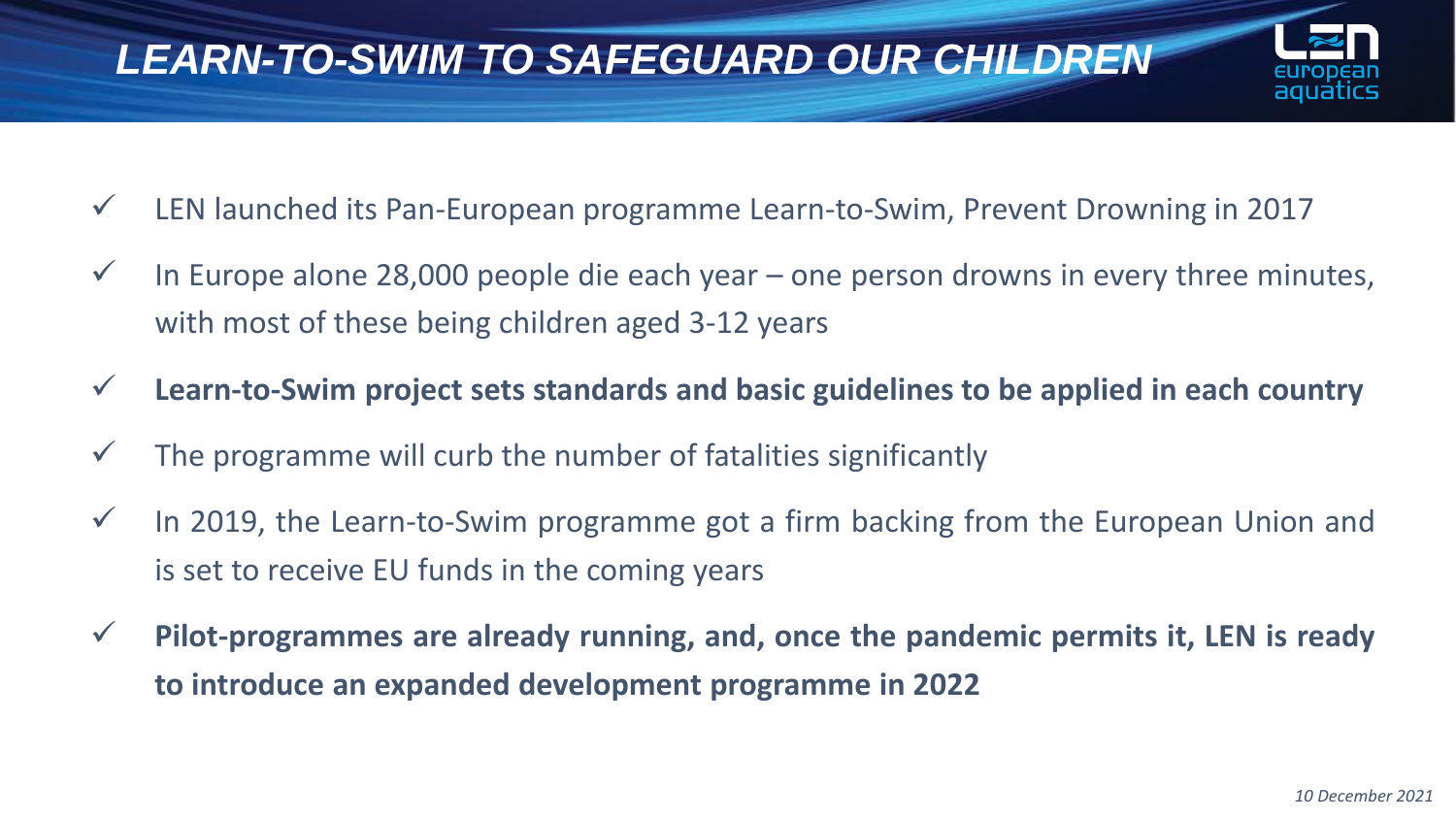# LEARN-TO-SWIM TO SAFEGUARD OUR CHILDREN

- ✓ LEN launched its Pan-European programme Learn-to-Swim, Prevent Drowning in 2017
- ✓ In Europe alone 28,000 people die each year – one person drowns in every three minutes, with most of these being children aged 3-12 years
- ✓ **Learn-to-Swim project sets standards and basic guidelines to be applied in each country**
- ✓ The programme will curb the number of fatalities significantly
- ✓ In 2019, the Learn-to-Swim programme got a firm backing from the European Union and is set to receive EU funds in the coming years
- ✓ **Pilot-programmes are already running, and, once the pandemic permits it, LEN is ready to introduce an expanded development programme in 2022**

*10 December 2021*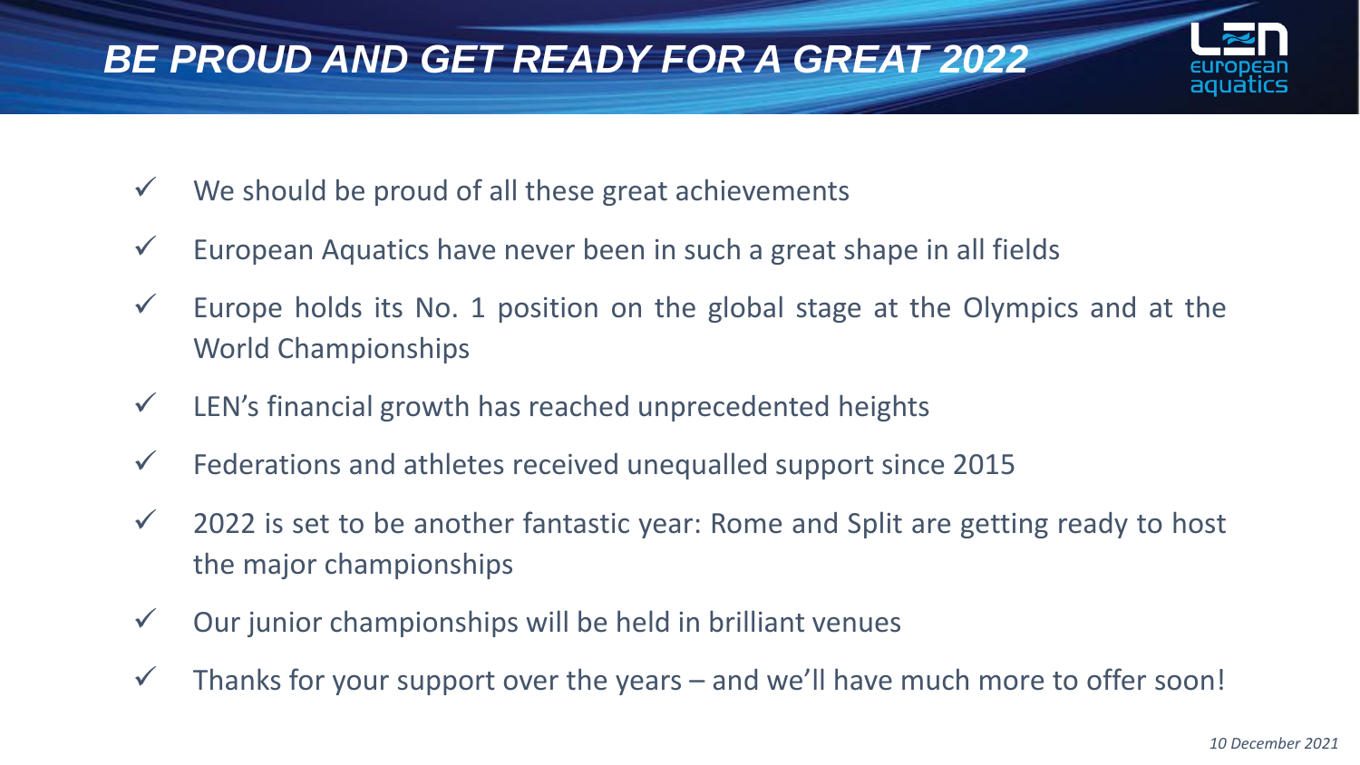# BE PROUD AND GET READY FOR A GREAT 2022

- ✓ We should be proud of all these great achievements
- ✓ European Aquatics have never been in such a great shape in all fields
- ✓ Europe holds its No. 1 position on the global stage at the Olympics and at the World Championships
- ✓ LEN's financial growth has reached unprecedented heights
- ✓ Federations and athletes received unequalled support since 2015
- ✓ 2022 is set to be another fantastic year: Rome and Split are getting ready to host the major championships
- ✓ Our junior championships will be held in brilliant venues
- ✓ Thanks for your support over the years – and we'll have much more to offer soon!

*10 December 2021*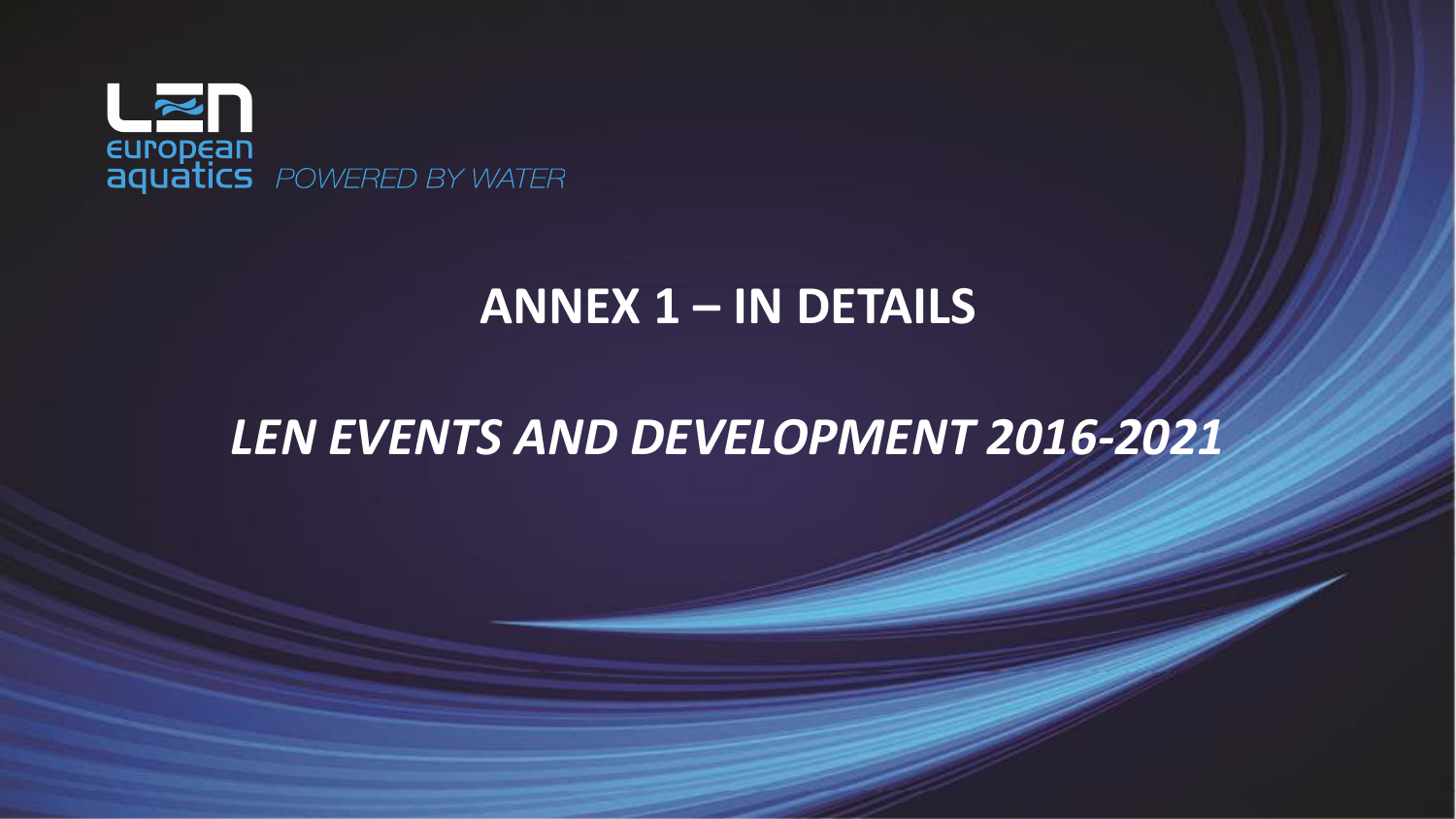LEN european aquatics *POWERED BY WATER*

# ANNEX 1 – IN DETAILS

## *LEN EVENTS AND DEVELOPMENT 2016-2021*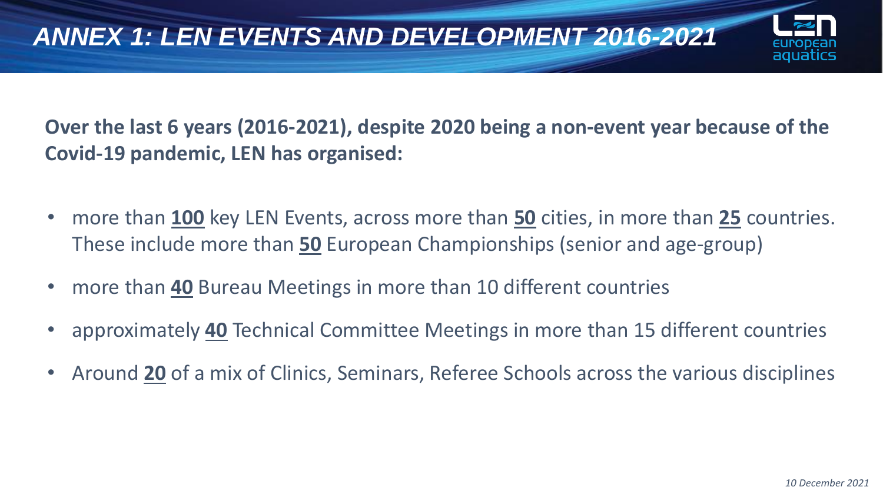# *ANNEX 1: LEN EVENTS AND DEVELOPMENT 2016-2021*

**Over the last 6 years (2016-2021), despite 2020 being a non-event year because of the Covid-19 pandemic, LEN has organised:**

- more than **100** key LEN Events, across more than **50** cities, in more than **25** countries. These include more than **50** European Championships (senior and age-group)
- more than **40** Bureau Meetings in more than 10 different countries
- approximately **40** Technical Committee Meetings in more than 15 different countries
- Around **20** of a mix of Clinics, Seminars, Referee Schools across the various disciplines

*10 December 2021*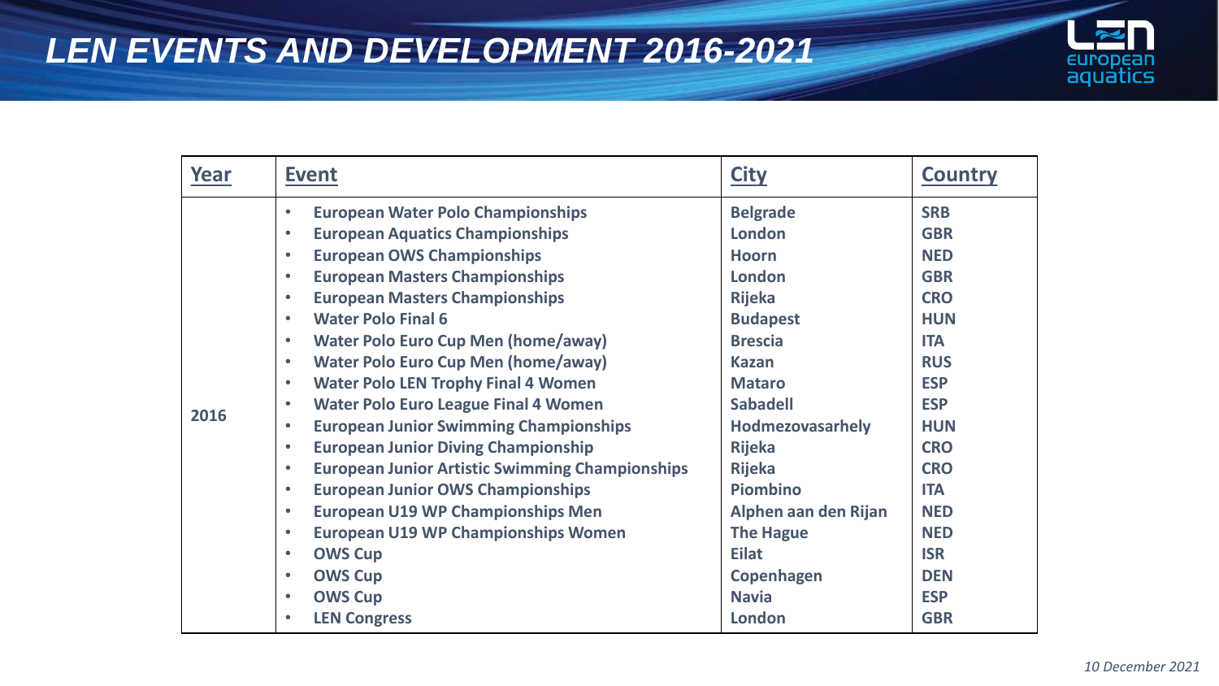# LEN EVENTS AND DEVELOPMENT 2016-2021

| Year | Event | City | Country |
|---|---|---|---|
| 2016 | European Water Polo Championships | Belgrade | SRB |
| | European Aquatics Championships | London | GBR |
| | European OWS Championships | Hoorn | NED |
| | European Masters Championships | London | GBR |
| | European Masters Championships | Rijeka | CRO |
| | Water Polo Final 6 | Budapest | HUN |
| | Water Polo Euro Cup Men (home/away) | Brescia | ITA |
| | Water Polo Euro Cup Men (home/away) | Kazan | RUS |
| | Water Polo LEN Trophy Final 4 Women | Mataro | ESP |
| | Water Polo Euro League Final 4 Women | Sabadell | ESP |
| | European Junior Swimming Championships | Hodmezovasarhely | HUN |
| | European Junior Diving Championship | Rijeka | CRO |
| | European Junior Artistic Swimming Championships | Rijeka | CRO |
| | European Junior OWS Championships | Piombino | ITA |
| | European U19 WP Championships Men | Alphen aan den Rijan | NED |
| | European U19 WP Championships Women | The Hague | NED |
| | OWS Cup | Eilat | ISR |
| | OWS Cup | Copenhagen | DEN |
| | OWS Cup | Navia | ESP |
| | LEN Congress | London | GBR |

*10 December 2021*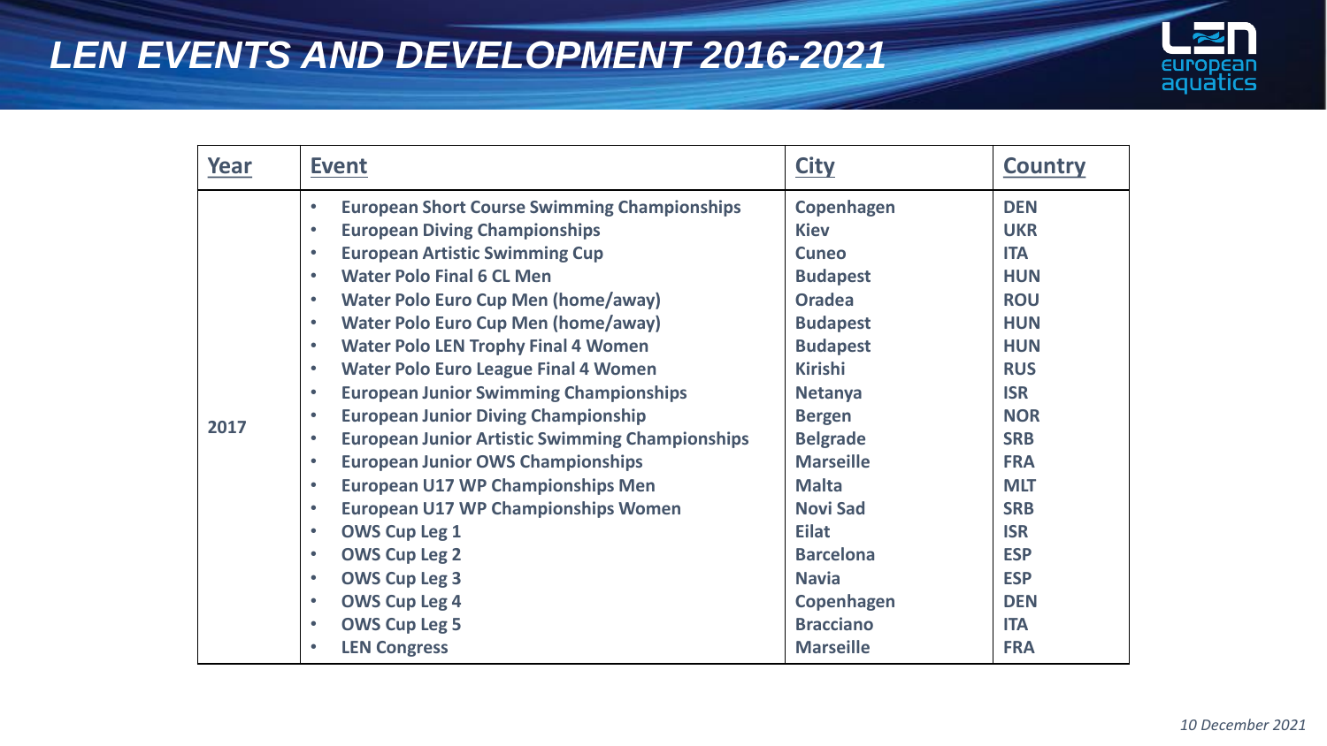# LEN EVENTS AND DEVELOPMENT 2016-2021

| Year | Event | City | Country |
|---|---|---|---|
| 2017 | European Short Course Swimming Championships | Copenhagen | DEN |
| | European Diving Championships | Kiev | UKR |
| | European Artistic Swimming Cup | Cuneo | ITA |
| | Water Polo Final 6 CL Men | Budapest | HUN |
| | Water Polo Euro Cup Men (home/away) | Oradea | ROU |
| | Water Polo Euro Cup Men (home/away) | Budapest | HUN |
| | Water Polo LEN Trophy Final 4 Women | Budapest | HUN |
| | Water Polo Euro League Final 4 Women | Kirishi | RUS |
| | European Junior Swimming Championships | Netanya | ISR |
| | European Junior Diving Championship | Bergen | NOR |
| | European Junior Artistic Swimming Championships | Belgrade | SRB |
| | European Junior OWS Championships | Marseille | FRA |
| | European U17 WP Championships Men | Malta | MLT |
| | European U17 WP Championships Women | Novi Sad | SRB |
| | OWS Cup Leg 1 | Eilat | ISR |
| | OWS Cup Leg 2 | Barcelona | ESP |
| | OWS Cup Leg 3 | Navia | ESP |
| | OWS Cup Leg 4 | Copenhagen | DEN |
| | OWS Cup Leg 5 | Bracciano | ITA |
| | LEN Congress | Marseille | FRA |

*10 December 2021*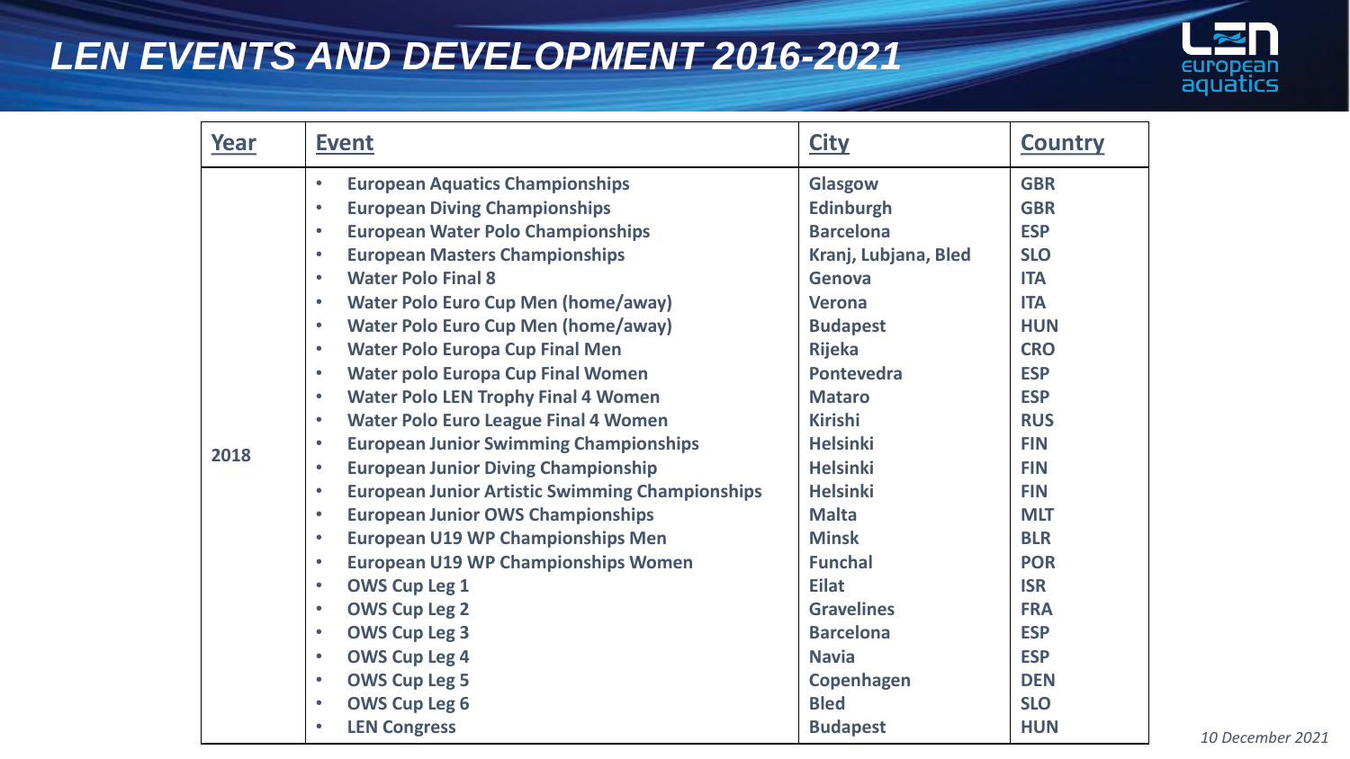# LEN EVENTS AND DEVELOPMENT 2016-2021

| Year | Event | City | Country |
|---|---|---|---|
| 2018 | European Aquatics Championships | Glasgow | GBR |
| | European Diving Championships | Edinburgh | GBR |
| | European Water Polo Championships | Barcelona | ESP |
| | European Masters Championships | Kranj, Lubjana, Bled | SLO |
| | Water Polo Final 8 | Genova | ITA |
| | Water Polo Euro Cup Men (home/away) | Verona | ITA |
| | Water Polo Euro Cup Men (home/away) | Budapest | HUN |
| | Water Polo Europa Cup Final Men | Rijeka | CRO |
| | Water polo Europa Cup Final Women | Pontevedra | ESP |
| | Water Polo LEN Trophy Final 4 Women | Mataro | ESP |
| | Water Polo Euro League Final 4 Women | Kirishi | RUS |
| | European Junior Swimming Championships | Helsinki | FIN |
| | European Junior Diving Championship | Helsinki | FIN |
| | European Junior Artistic Swimming Championships | Helsinki | FIN |
| | European Junior OWS Championships | Malta | MLT |
| | European U19 WP Championships Men | Minsk | BLR |
| | European U19 WP Championships Women | Funchal | POR |
| | OWS Cup Leg 1 | Eilat | ISR |
| | OWS Cup Leg 2 | Gravelines | FRA |
| | OWS Cup Leg 3 | Barcelona | ESP |
| | OWS Cup Leg 4 | Navia | ESP |
| | OWS Cup Leg 5 | Copenhagen | DEN |
| | OWS Cup Leg 6 | Bled | SLO |
| | LEN Congress | Budapest | HUN |

*10 December 2021*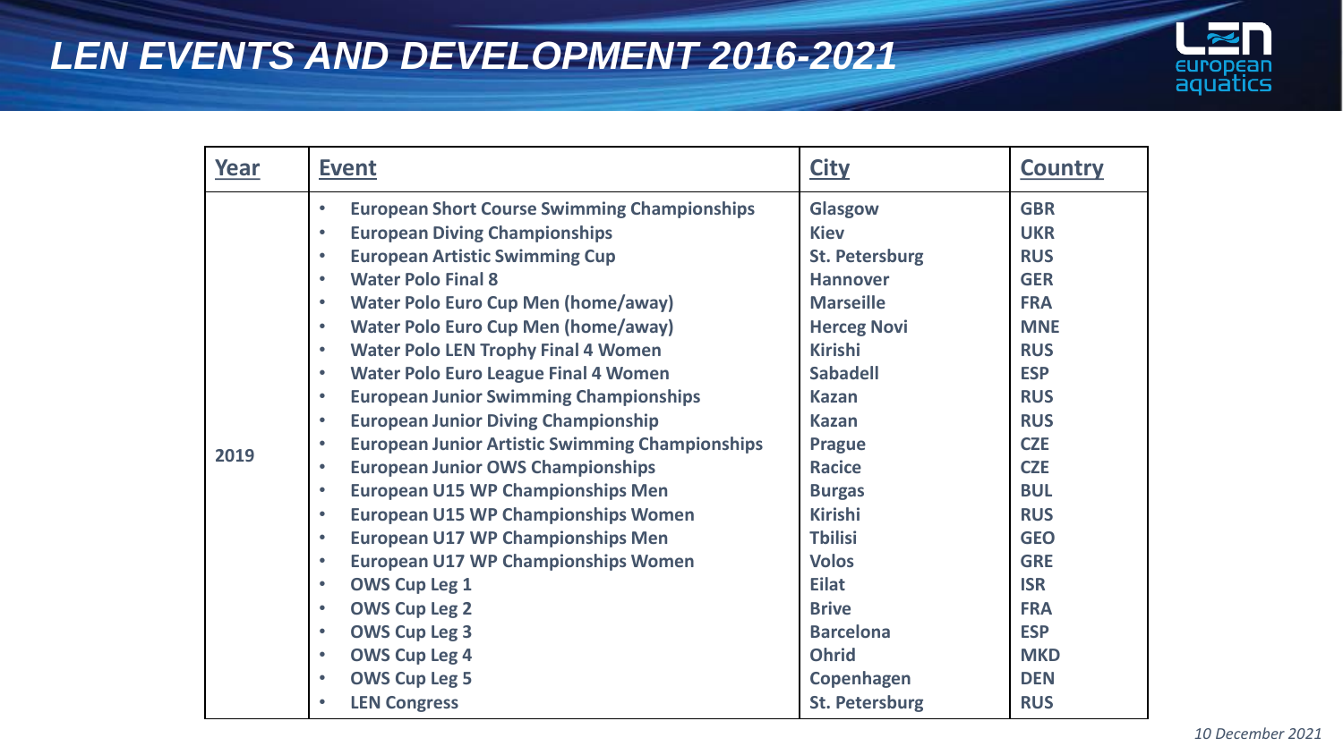# LEN EVENTS AND DEVELOPMENT 2016-2021

| Year | Event | City | Country |
|---|---|---|---|
| 2019 | European Short Course Swimming Championships | Glasgow | GBR |
| | European Diving Championships | Kiev | UKR |
| | European Artistic Swimming Cup | St. Petersburg | RUS |
| | Water Polo Final 8 | Hannover | GER |
| | Water Polo Euro Cup Men (home/away) | Marseille | FRA |
| | Water Polo Euro Cup Men (home/away) | Herceg Novi | MNE |
| | Water Polo LEN Trophy Final 4 Women | Kirishi | RUS |
| | Water Polo Euro League Final 4 Women | Sabadell | ESP |
| | European Junior Swimming Championships | Kazan | RUS |
| | European Junior Diving Championship | Kazan | RUS |
| | European Junior Artistic Swimming Championships | Prague | CZE |
| | European Junior OWS Championships | Racice | CZE |
| | European U15 WP Championships Men | Burgas | BUL |
| | European U15 WP Championships Women | Kirishi | RUS |
| | European U17 WP Championships Men | Tbilisi | GEO |
| | European U17 WP Championships Women | Volos | GRE |
| | OWS Cup Leg 1 | Eilat | ISR |
| | OWS Cup Leg 2 | Brive | FRA |
| | OWS Cup Leg 3 | Barcelona | ESP |
| | OWS Cup Leg 4 | Ohrid | MKD |
| | OWS Cup Leg 5 | Copenhagen | DEN |
| | LEN Congress | St. Petersburg | RUS |

*10 December 2021*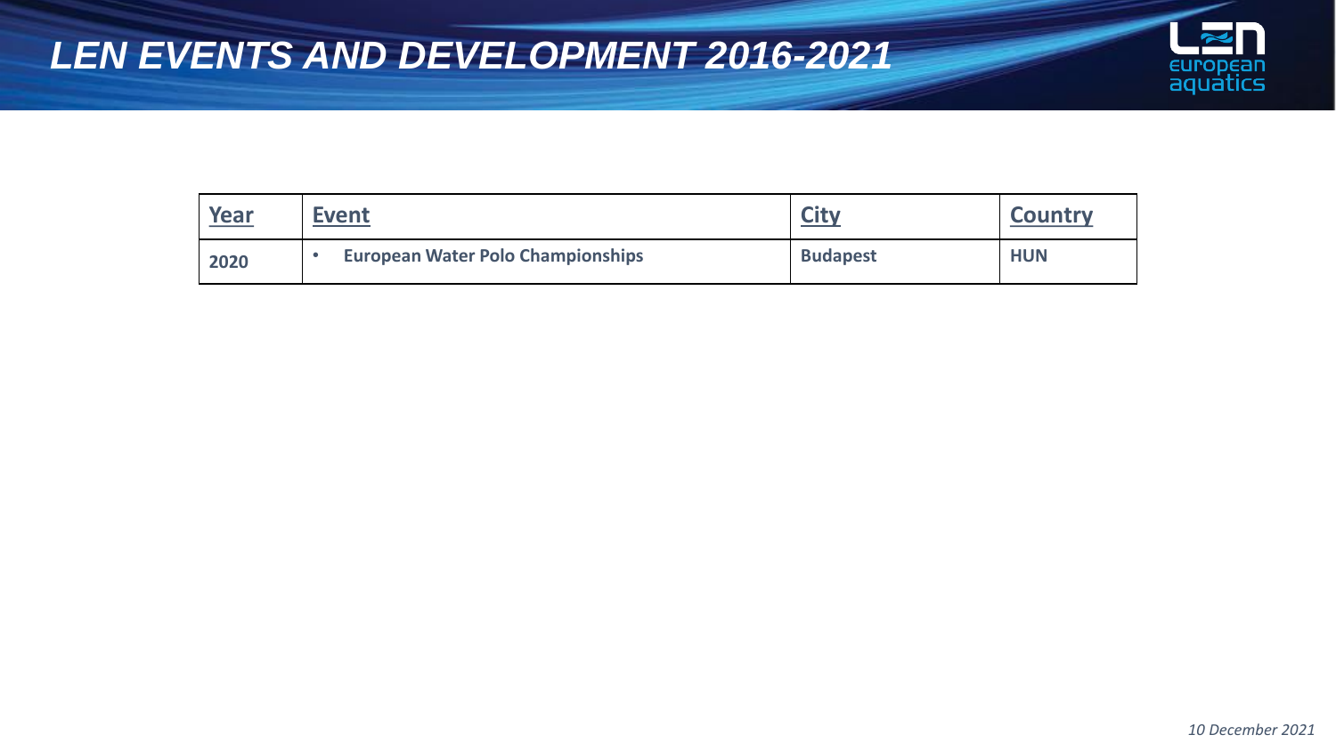# LEN EVENTS AND DEVELOPMENT 2016-2021

| Year | Event | City | Country |
|---|---|---|---|
| 2020 | • European Water Polo Championships | Budapest | HUN |

*10 December 2021*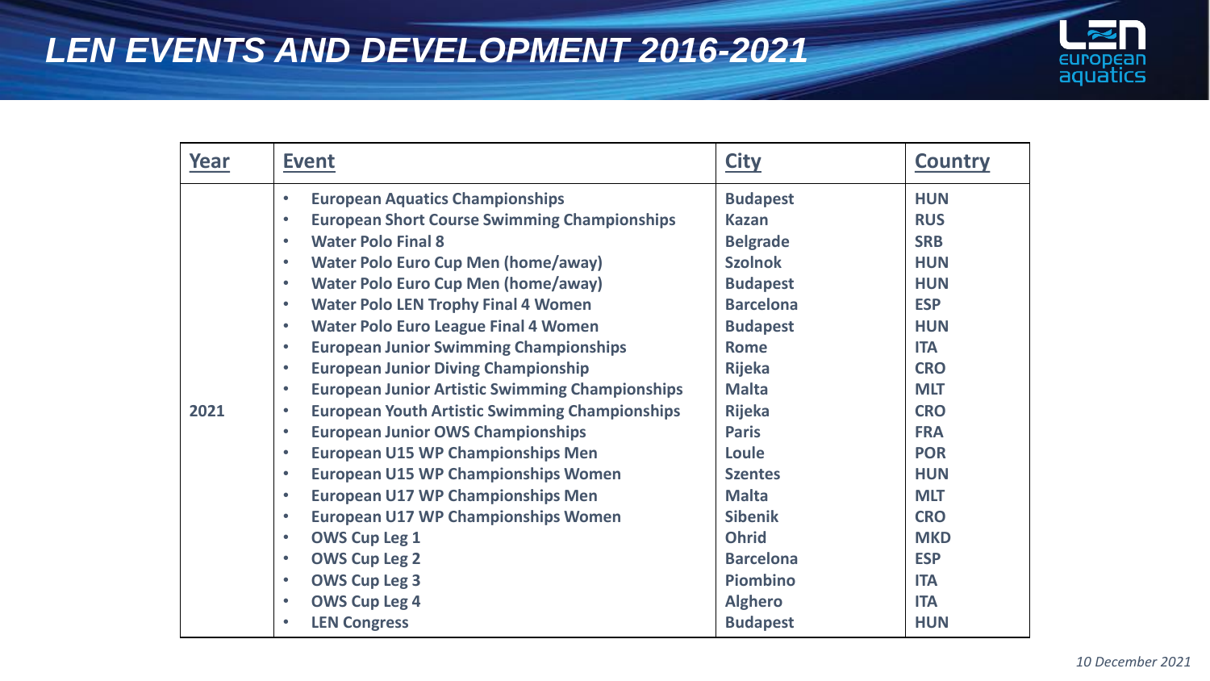# LEN EVENTS AND DEVELOPMENT 2016-2021

| Year | Event | City | Country |
|---|---|---|---|
| 2021 | European Aquatics Championships | Budapest | HUN |
| | European Short Course Swimming Championships | Kazan | RUS |
| | Water Polo Final 8 | Belgrade | SRB |
| | Water Polo Euro Cup Men (home/away) | Szolnok | HUN |
| | Water Polo Euro Cup Men (home/away) | Budapest | HUN |
| | Water Polo LEN Trophy Final 4 Women | Barcelona | ESP |
| | Water Polo Euro League Final 4 Women | Budapest | HUN |
| | European Junior Swimming Championships | Rome | ITA |
| | European Junior Diving Championship | Rijeka | CRO |
| | European Junior Artistic Swimming Championships | Malta | MLT |
| | European Youth Artistic Swimming Championships | Rijeka | CRO |
| | European Junior OWS Championships | Paris | FRA |
| | European U15 WP Championships Men | Loule | POR |
| | European U15 WP Championships Women | Szentes | HUN |
| | European U17 WP Championships Men | Malta | MLT |
| | European U17 WP Championships Women | Sibenik | CRO |
| | OWS Cup Leg 1 | Ohrid | MKD |
| | OWS Cup Leg 2 | Barcelona | ESP |
| | OWS Cup Leg 3 | Piombino | ITA |
| | OWS Cup Leg 4 | Alghero | ITA |
| | LEN Congress | Budapest | HUN |

*10 December 2021*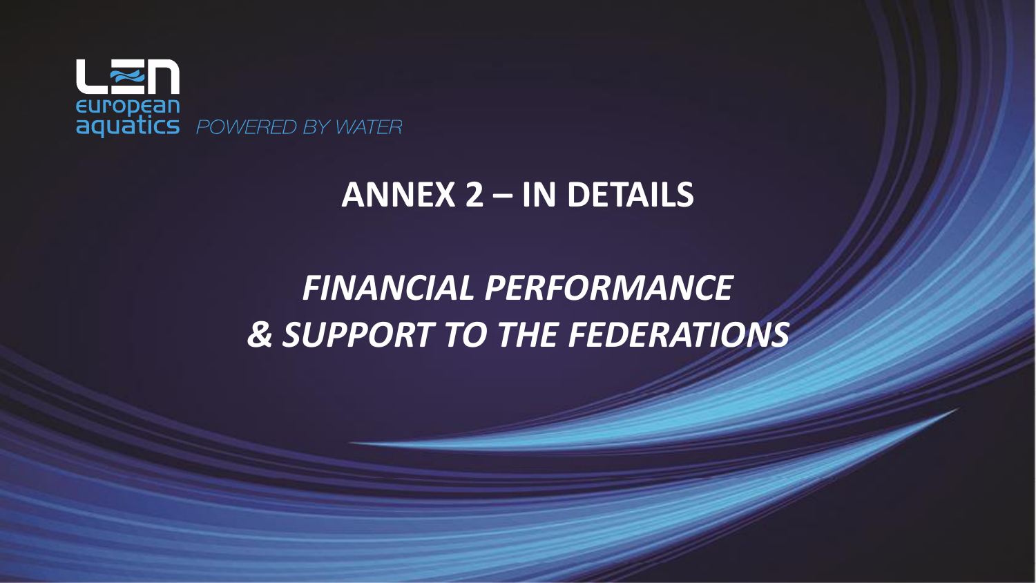LEN european aquatics POWERED BY WATER

# ANNEX 2 – IN DETAILS

## *FINANCIAL PERFORMANCE & SUPPORT TO THE FEDERATIONS*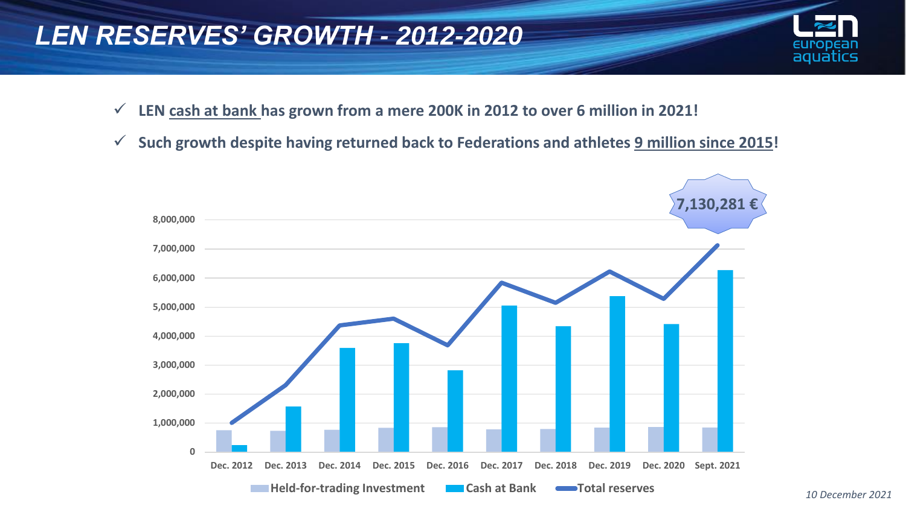# LEN RESERVES' GROWTH - 2012-2020

- ✓ **LEN cash at bank has grown from a mere 200K in 2012 to over 6 million in 2021!**
- ✓ **Such growth despite having returned back to Federations and athletes 9 million since 2015!**

**7,130,281 €**

8,000,000
7,000,000
6,000,000
5,000,000
4,000,000
3,000,000
2,000,000
1,000,000
0

Dec. 2012 | Dec. 2013 | Dec. 2014 | Dec. 2015 | Dec. 2016 | Dec. 2017 | Dec. 2018 | Dec. 2019 | Dec. 2020 | Sept. 2021

Held-for-trading Investment | Cash at Bank | Total reserves

*10 December 2021*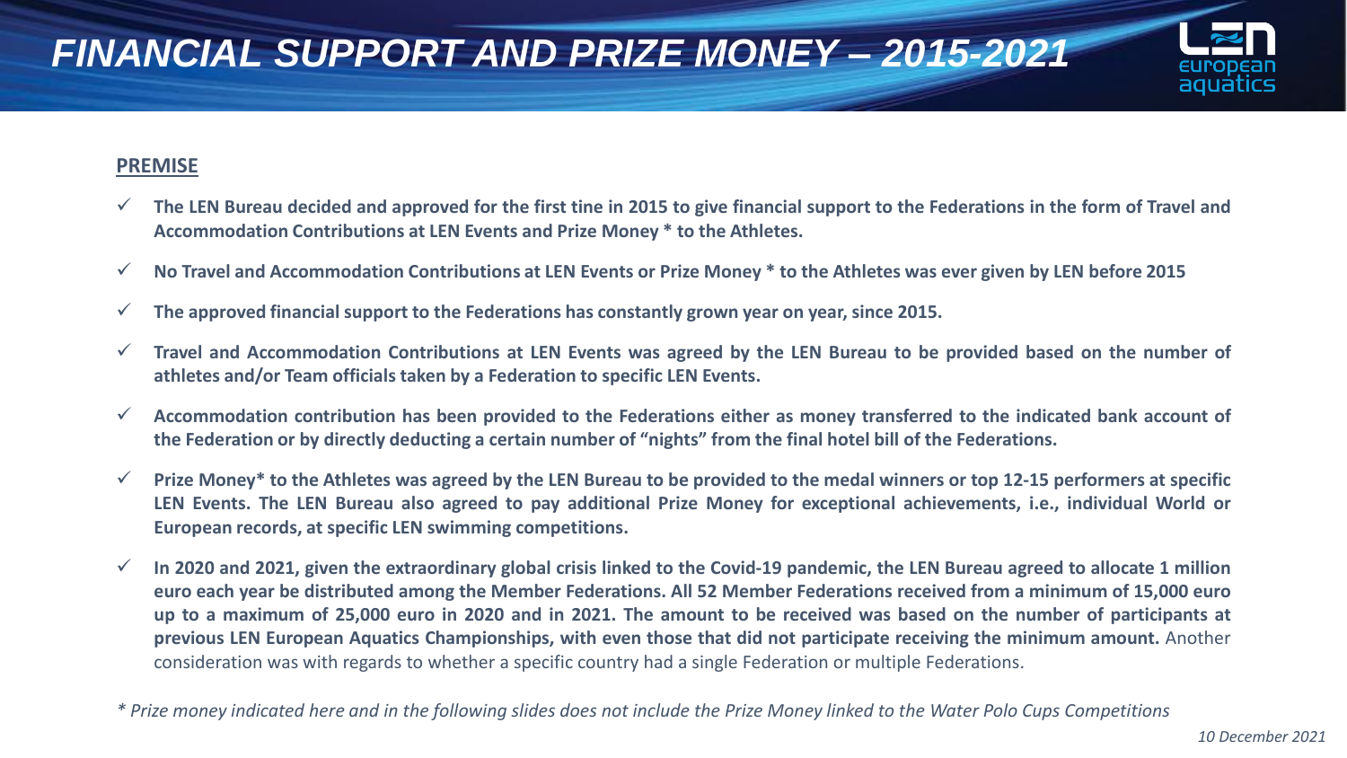# FINANCIAL SUPPORT AND PRIZE MONEY – 2015-2021

## PREMISE

- ✓ **The LEN Bureau decided and approved for the first time in 2015 to give financial support to the Federations in the form of Travel and Accommodation Contributions at LEN Events and Prize Money * to the Athletes.**
- ✓ **No Travel and Accommodation Contributions at LEN Events or Prize Money * to the Athletes was ever given by LEN before 2015**
- ✓ **The approved financial support to the Federations has constantly grown year on year, since 2015.**
- ✓ **Travel and Accommodation Contributions at LEN Events was agreed by the LEN Bureau to be provided based on the number of athletes and/or Team officials taken by a Federation to specific LEN Events.**
- ✓ **Accommodation contribution has been provided to the Federations either as money transferred to the indicated bank account of the Federation or by directly deducting a certain number of "nights" from the final hotel bill of the Federations.**
- ✓ **Prize Money* to the Athletes was agreed by the LEN Bureau to be provided to the medal winners or top 12-15 performers at specific LEN Events. The LEN Bureau also agreed to pay additional Prize Money for exceptional achievements, i.e., individual World or European records, at specific LEN swimming competitions.**
- ✓ **In 2020 and 2021, given the extraordinary global crisis linked to the Covid-19 pandemic, the LEN Bureau agreed to allocate 1 million euro each year be distributed among the Member Federations. All 52 Member Federations received from a minimum of 15,000 euro up to a maximum of 25,000 euro in 2020 and in 2021. The amount to be received was based on the number of participants at previous LEN European Aquatics Championships, with even those that did not participate receiving the minimum amount.** Another consideration was with regards to whether a specific country had a single Federation or multiple Federations.

*\* Prize money indicated here and in the following slides does not include the Prize Money linked to the Water Polo Cups Competitions*

*10 December 2021*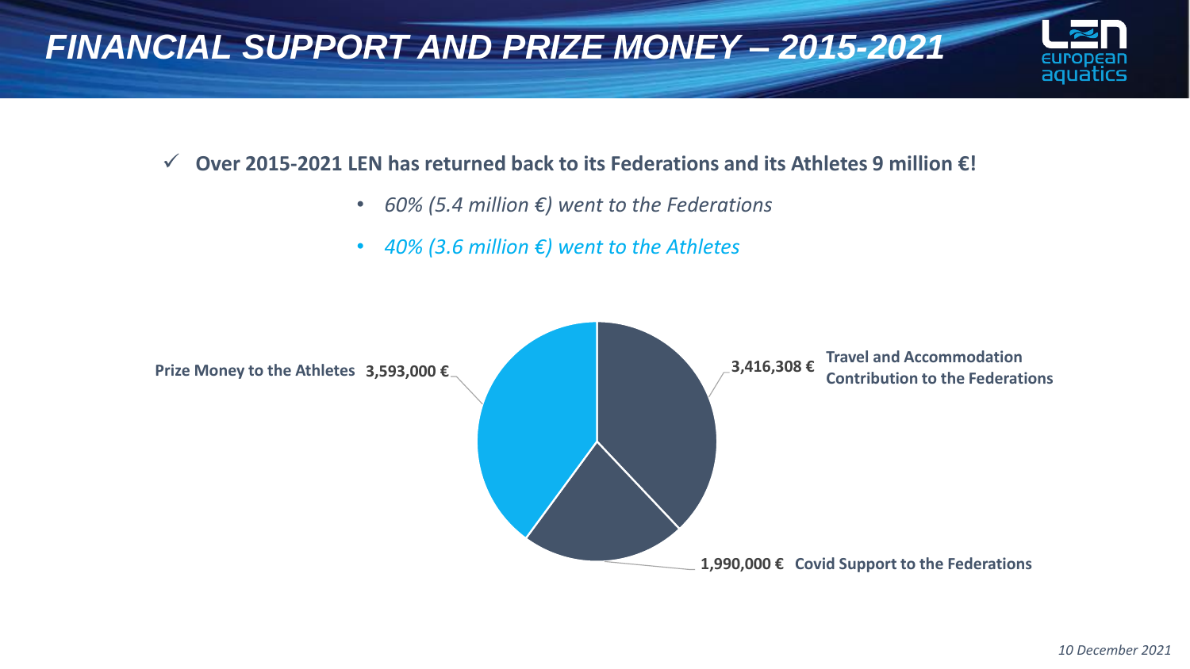# FINANCIAL SUPPORT AND PRIZE MONEY – 2015-2021

✓ **Over 2015-2021 LEN has returned back to its Federations and its Athletes 9 million €!**

- *60% (5.4 million €) went to the Federations*
- *40% (3.6 million €) went to the Athletes*

| Category | Amount |
| --- | --- |
| Prize Money to the Athletes | 3,593,000 € |
| Travel and Accommodation Contribution to the Federations | 3,416,308 € |
| Covid Support to the Federations | 1,990,000 € |

*10 December 2021*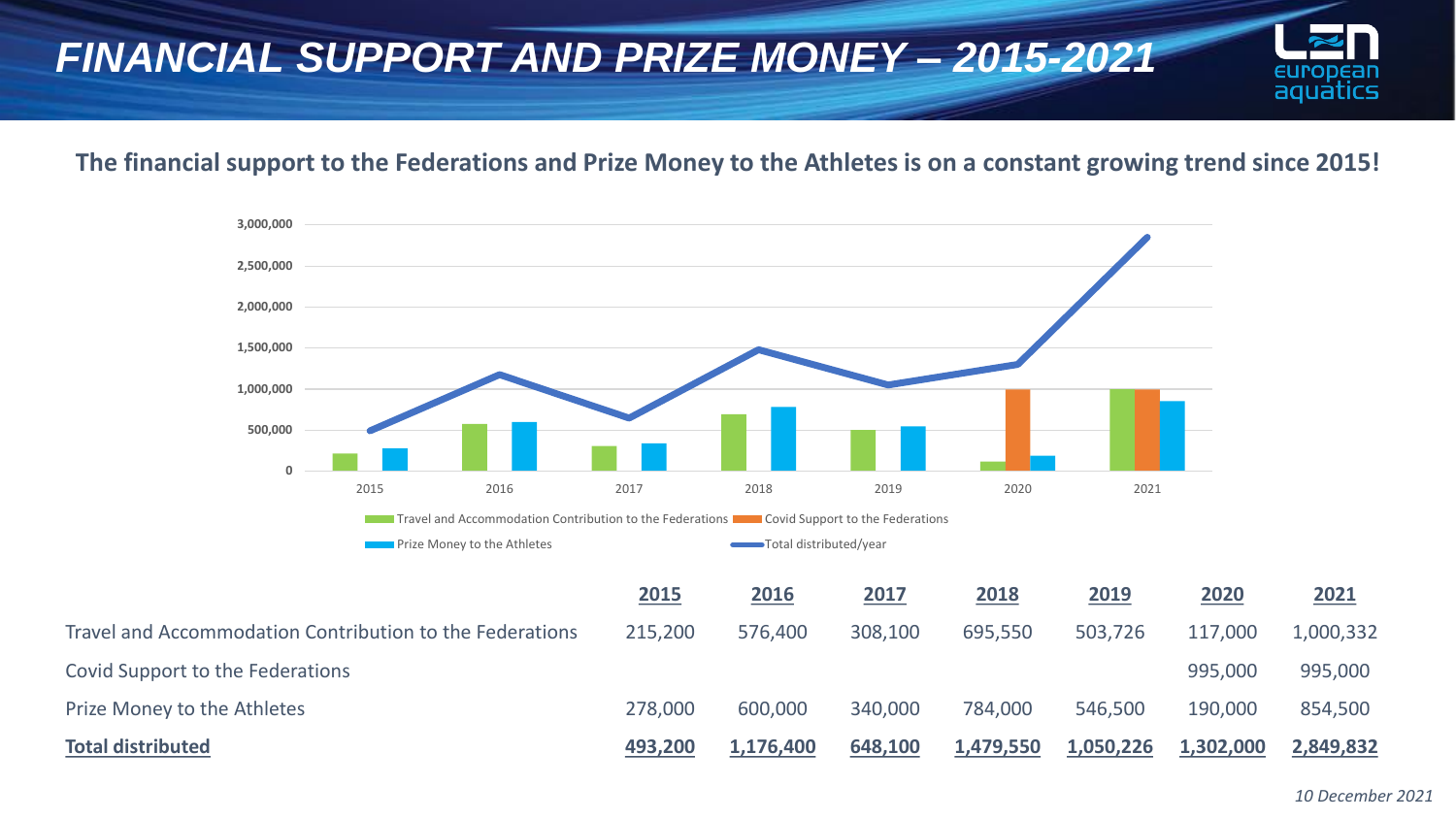# FINANCIAL SUPPORT AND PRIZE MONEY – 2015-2021

**The financial support to the Federations and Prize Money to the Athletes is on a constant growing trend since 2015!**

| | 2015 | 2016 | 2017 | 2018 | 2019 | 2020 | 2021 |
|---|---|---|---|---|---|---|---|
| Travel and Accommodation Contribution to the Federations | 215,200 | 576,400 | 308,100 | 695,550 | 503,726 | 117,000 | 1,000,332 |
| Covid Support to the Federations | | | | | | 995,000 | 995,000 |
| Prize Money to the Athletes | 278,000 | 600,000 | 340,000 | 784,000 | 546,500 | 190,000 | 854,500 |
| **Total distributed** | **493,200** | **1,176,400** | **648,100** | **1,479,550** | **1,050,226** | **1,302,000** | **2,849,832** |

*10 December 2021*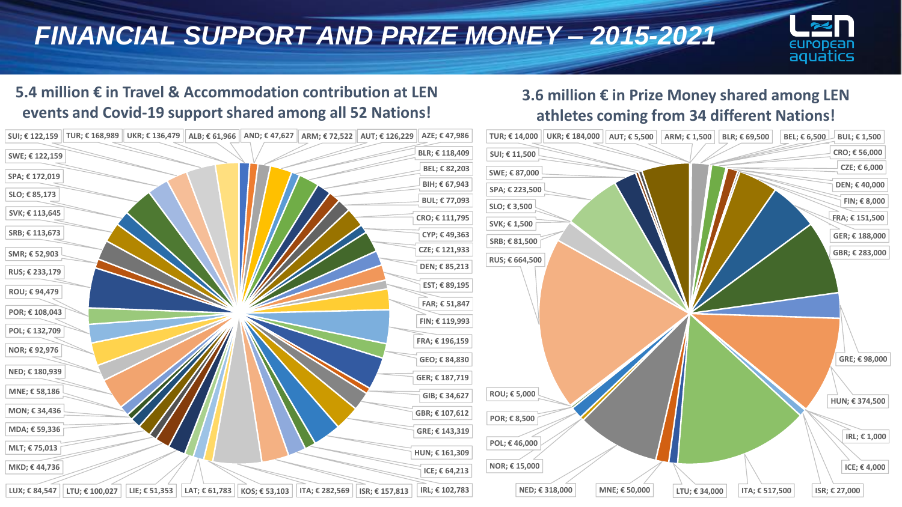# FINANCIAL SUPPORT AND PRIZE MONEY – 2015-2021

## 5.4 million € in Travel & Accommodation contribution at LEN events and Covid-19 support shared among all 52 Nations!

| Nation | Amount |
|---|---|
| SUI | € 122,159 |
| TUR | € 168,989 |
| UKR | € 136,479 |
| ALB | € 61,966 |
| AND | € 47,627 |
| ARM | € 72,522 |
| AUT | € 126,229 |
| AZE | € 47,986 |
| BLR | € 118,409 |
| BEL | € 82,203 |
| BIH | € 67,943 |
| BUL | € 77,093 |
| CRO | € 111,795 |
| CYP | € 49,363 |
| CZE | € 121,933 |
| DEN | € 85,213 |
| EST | € 89,195 |
| FAR | € 51,847 |
| FIN | € 119,993 |
| FRA | € 196,159 |
| GEO | € 84,830 |
| GER | € 187,719 |
| GIB | € 34,627 |
| GBR | € 107,612 |
| GRE | € 143,319 |
| HUN | € 161,309 |
| ICE | € 64,213 |
| IRL | € 102,783 |
| ISR | € 157,813 |
| ITA | € 282,569 |
| KOS | € 53,103 |
| LAT | € 61,783 |
| LIE | € 51,353 |
| LTU | € 100,027 |
| LUX | € 84,547 |
| MKD | € 44,736 |
| MLT | € 75,013 |
| MDA | € 59,336 |
| MON | € 34,436 |
| MNE | € 58,186 |
| NED | € 180,939 |
| NOR | € 92,976 |
| POL | € 132,709 |
| POR | € 108,043 |
| ROU | € 94,479 |
| RUS | € 233,179 |
| SMR | € 52,903 |
| SRB | € 113,673 |
| SVK | € 113,645 |
| SLO | € 85,173 |
| SPA | € 172,019 |
| SWE | € 122,159 |

## 3.6 million € in Prize Money shared among LEN athletes coming from 34 different Nations!

| Nation | Amount |
|---|---|
| TUR | € 14,000 |
| UKR | € 184,000 |
| AUT | € 5,500 |
| ARM | € 1,500 |
| BLR | € 69,500 |
| BEL | € 6,500 |
| BUL | € 1,500 |
| CRO | € 56,000 |
| CZE | € 6,000 |
| DEN | € 40,000 |
| FIN | € 8,000 |
| FRA | € 151,500 |
| GER | € 188,000 |
| GBR | € 283,000 |
| GRE | € 98,000 |
| HUN | € 374,500 |
| IRL | € 1,000 |
| ICE | € 4,000 |
| ISR | € 27,000 |
| ITA | € 517,500 |
| LTU | € 34,000 |
| MNE | € 50,000 |
| NED | € 318,000 |
| NOR | € 15,000 |
| POL | € 46,000 |
| POR | € 8,500 |
| ROU | € 5,000 |
| RUS | € 664,500 |
| SRB | € 81,500 |
| SVK | € 1,500 |
| SLO | € 3,500 |
| SPA | € 223,500 |
| SWE | € 87,000 |
| SUI | € 11,500 |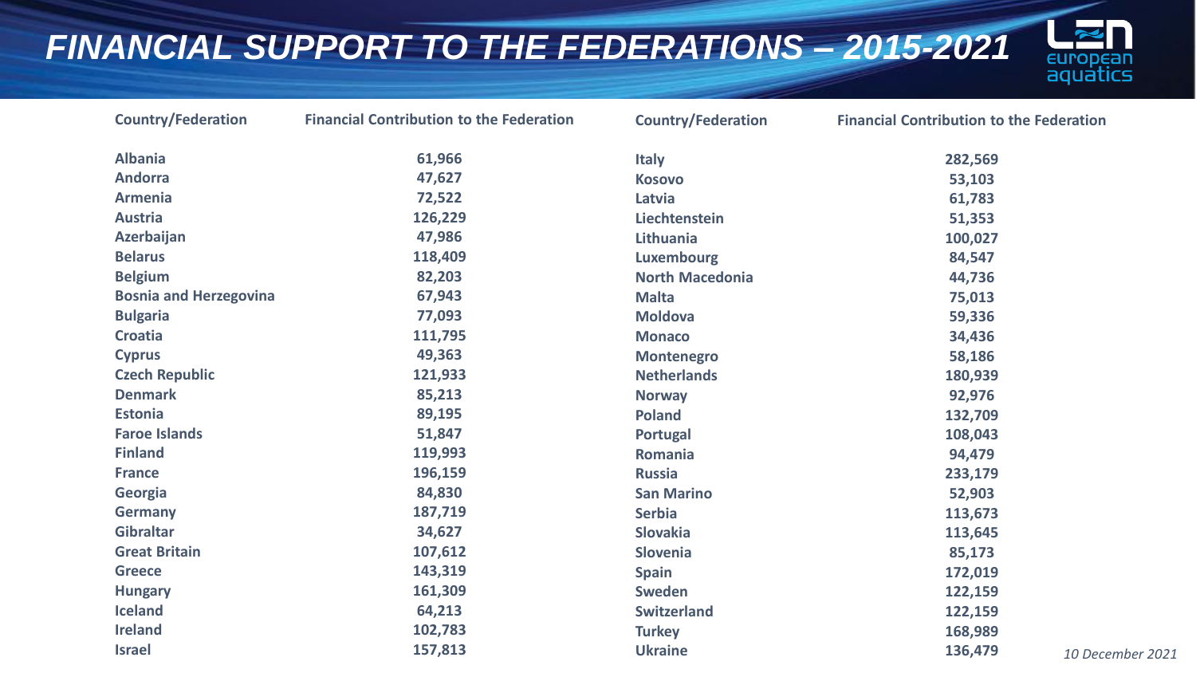# FINANCIAL SUPPORT TO THE FEDERATIONS – 2015-2021

| Country/Federation | Financial Contribution to the Federation |
|---|---|
| Albania | 61,966 |
| Andorra | 47,627 |
| Armenia | 72,522 |
| Austria | 126,229 |
| Azerbaijan | 47,986 |
| Belarus | 118,409 |
| Belgium | 82,203 |
| Bosnia and Herzegovina | 67,943 |
| Bulgaria | 77,093 |
| Croatia | 111,795 |
| Cyprus | 49,363 |
| Czech Republic | 121,933 |
| Denmark | 85,213 |
| Estonia | 89,195 |
| Faroe Islands | 51,847 |
| Finland | 119,993 |
| France | 196,159 |
| Georgia | 84,830 |
| Germany | 187,719 |
| Gibraltar | 34,627 |
| Great Britain | 107,612 |
| Greece | 143,319 |
| Hungary | 161,309 |
| Iceland | 64,213 |
| Ireland | 102,783 |
| Israel | 157,813 |
| Italy | 282,569 |
| Kosovo | 53,103 |
| Latvia | 61,783 |
| Liechtenstein | 51,353 |
| Lithuania | 100,027 |
| Luxembourg | 84,547 |
| North Macedonia | 44,736 |
| Malta | 75,013 |
| Moldova | 59,336 |
| Monaco | 34,436 |
| Montenegro | 58,186 |
| Netherlands | 180,939 |
| Norway | 92,976 |
| Poland | 132,709 |
| Portugal | 108,043 |
| Romania | 94,479 |
| Russia | 233,179 |
| San Marino | 52,903 |
| Serbia | 113,673 |
| Slovakia | 113,645 |
| Slovenia | 85,173 |
| Spain | 172,019 |
| Sweden | 122,159 |
| Switzerland | 122,159 |
| Turkey | 168,989 |
| Ukraine | 136,479 |

*10 December 2021*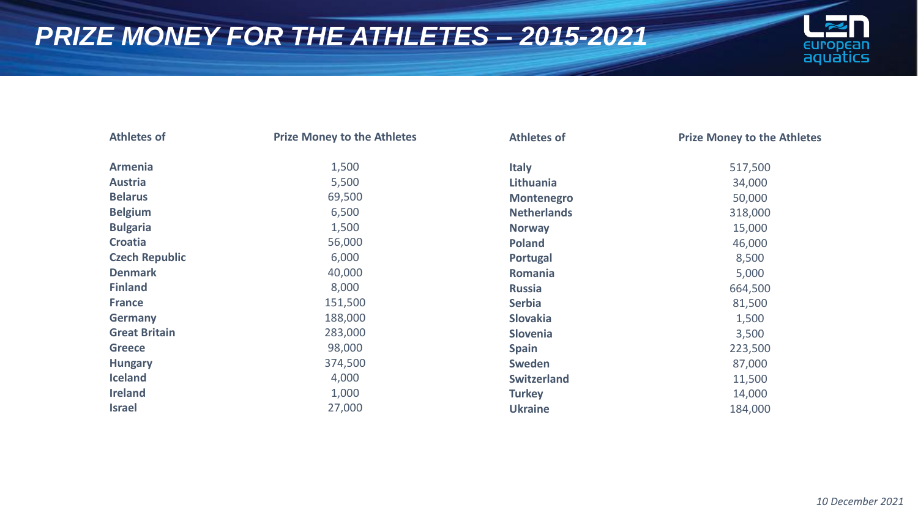# *PRIZE MONEY FOR THE ATHLETES – 2015-2021*

| Athletes of | Prize Money to the Athletes |
|---|---|
| Armenia | 1,500 |
| Austria | 5,500 |
| Belarus | 69,500 |
| Belgium | 6,500 |
| Bulgaria | 1,500 |
| Croatia | 56,000 |
| Czech Republic | 6,000 |
| Denmark | 40,000 |
| Finland | 8,000 |
| France | 151,500 |
| Germany | 188,000 |
| Great Britain | 283,000 |
| Greece | 98,000 |
| Hungary | 374,500 |
| Iceland | 4,000 |
| Ireland | 1,000 |
| Israel | 27,000 |
| Italy | 517,500 |
| Lithuania | 34,000 |
| Montenegro | 50,000 |
| Netherlands | 318,000 |
| Norway | 15,000 |
| Poland | 46,000 |
| Portugal | 8,500 |
| Romania | 5,000 |
| Russia | 664,500 |
| Serbia | 81,500 |
| Slovakia | 1,500 |
| Slovenia | 3,500 |
| Spain | 223,500 |
| Sweden | 87,000 |
| Switzerland | 11,500 |
| Turkey | 14,000 |
| Ukraine | 184,000 |

*10 December 2021*